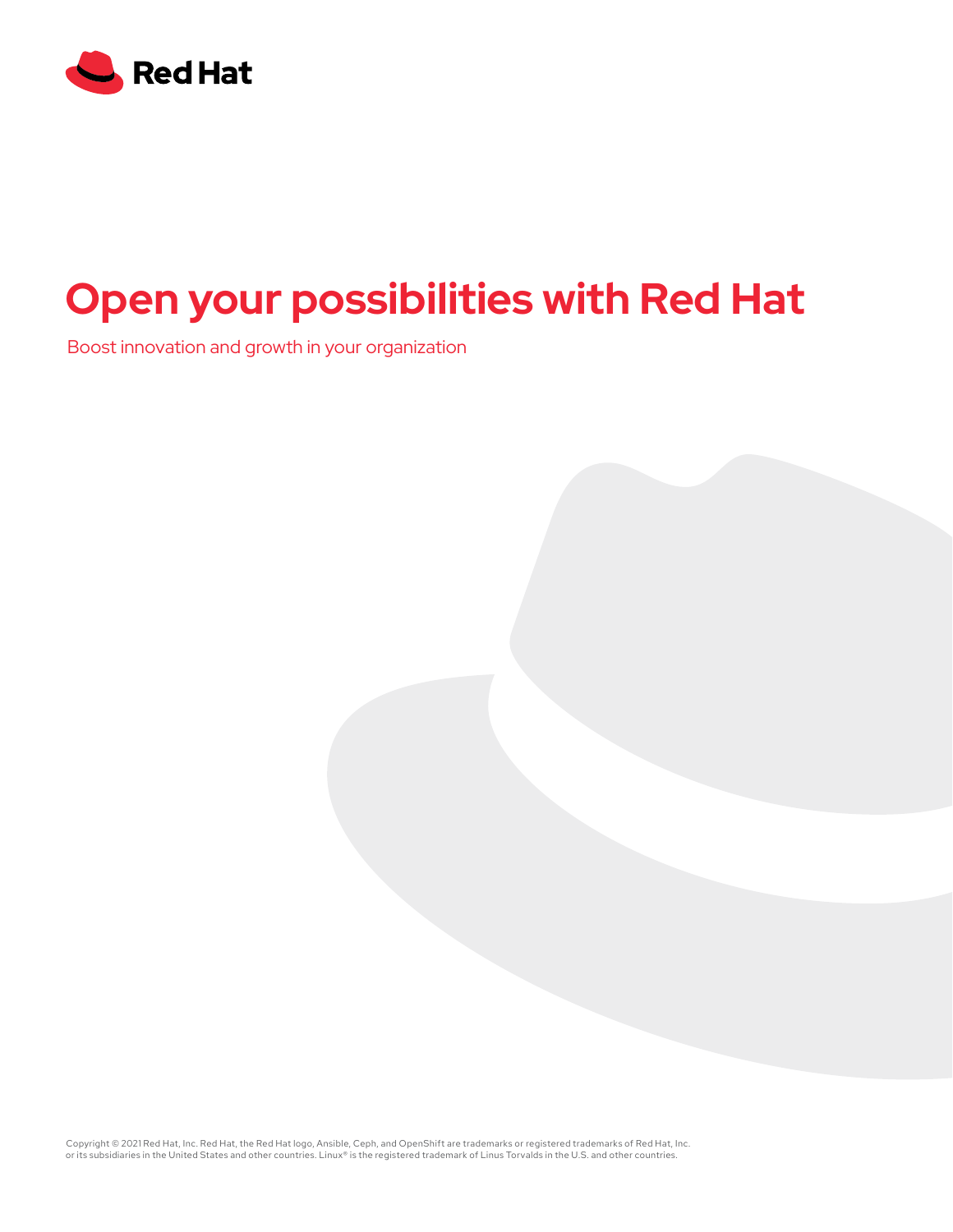# Open your possibilities with Red Hat

Boost innovation and growth in your organization

Copyright © 2021 Red Hat, Inc. Red Hat, the Red Hat logo, Ansible, Ceph, and OpenShift are trademarks or registered trademarks of Red Hat, Inc. or its subsidiaries in the United States and other countries. Linux® is the registered trademark of Linus Torvalds in the U.S. and other countries.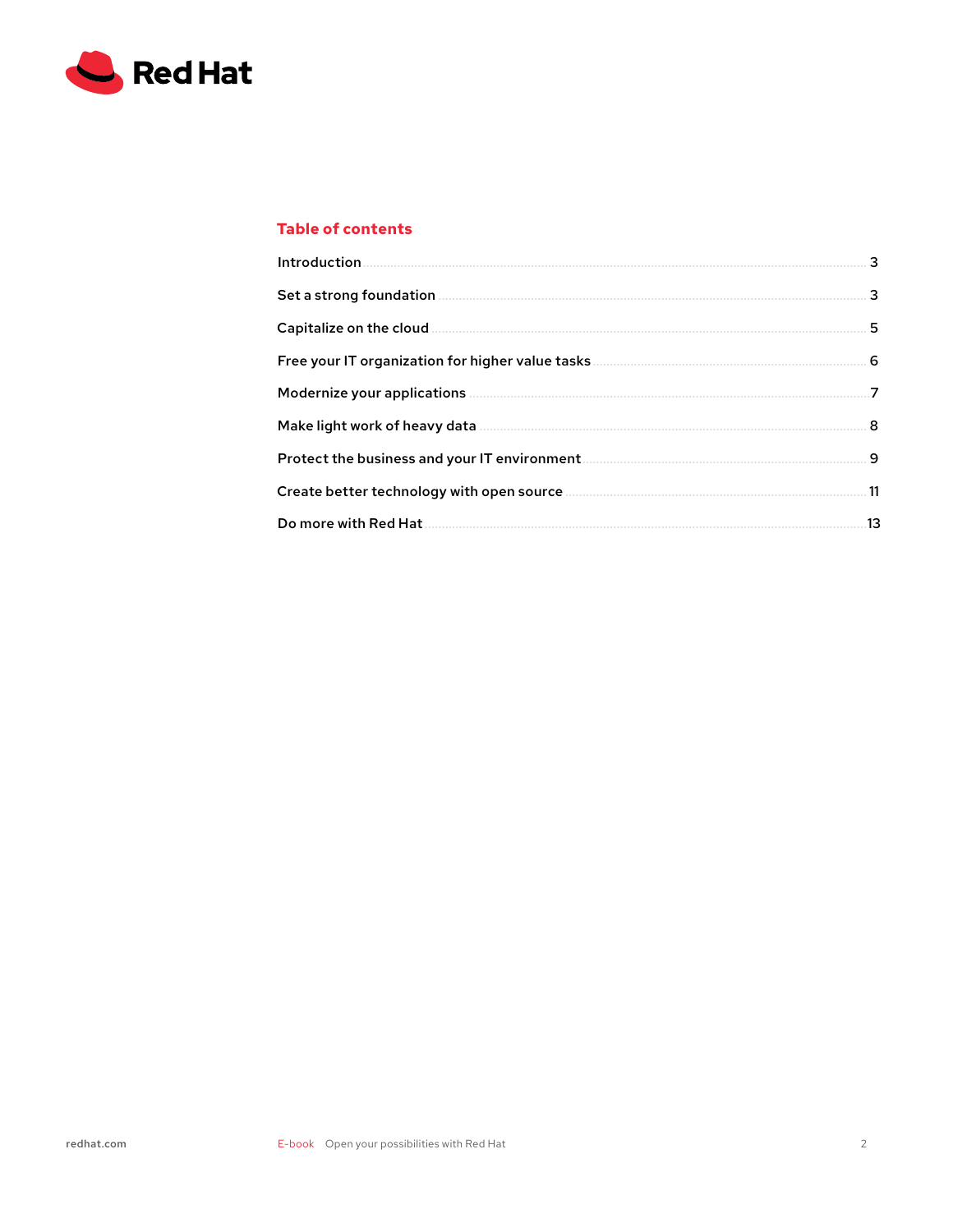## Table of contents

| | |
|---|---|
| Introduction | 3 |
| Set a strong foundation | 3 |
| Capitalize on the cloud | 5 |
| Free your IT organization for higher value tasks | 6 |
| Modernize your applications | 7 |
| Make light work of heavy data | 8 |
| Protect the business and your IT environment | 9 |
| Create better technology with open source | 11 |
| Do more with Red Hat | 13 |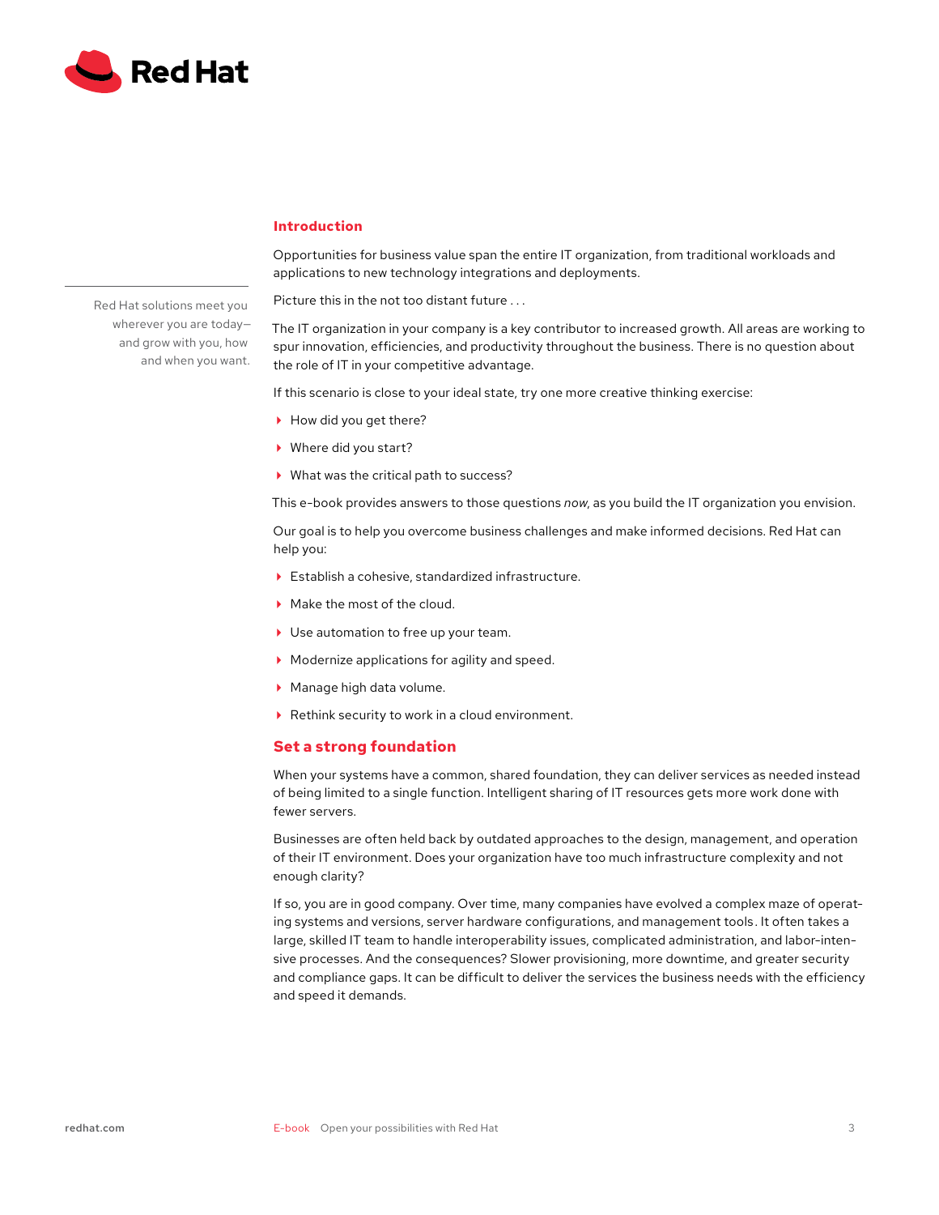## Introduction

Opportunities for business value span the entire IT organization, from traditional workloads and applications to new technology integrations and deployments.

Red Hat solutions meet you wherever you are today—and grow with you, how and when you want.

Picture this in the not too distant future . . .

The IT organization in your company is a key contributor to increased growth. All areas are working to spur innovation, efficiencies, and productivity throughout the business. There is no question about the role of IT in your competitive advantage.

If this scenario is close to your ideal state, try one more creative thinking exercise:

- How did you get there?
- Where did you start?
- What was the critical path to success?

This e-book provides answers to those questions *now*, as you build the IT organization you envision.

Our goal is to help you overcome business challenges and make informed decisions. Red Hat can help you:

- Establish a cohesive, standardized infrastructure.
- Make the most of the cloud.
- Use automation to free up your team.
- Modernize applications for agility and speed.
- Manage high data volume.
- Rethink security to work in a cloud environment.

## Set a strong foundation

When your systems have a common, shared foundation, they can deliver services as needed instead of being limited to a single function. Intelligent sharing of IT resources gets more work done with fewer servers.

Businesses are often held back by outdated approaches to the design, management, and operation of their IT environment. Does your organization have too much infrastructure complexity and not enough clarity?

If so, you are in good company. Over time, many companies have evolved a complex maze of operating systems and versions, server hardware configurations, and management tools. It often takes a large, skilled IT team to handle interoperability issues, complicated administration, and labor-intensive processes. And the consequences? Slower provisioning, more downtime, and greater security and compliance gaps. It can be difficult to deliver the services the business needs with the efficiency and speed it demands.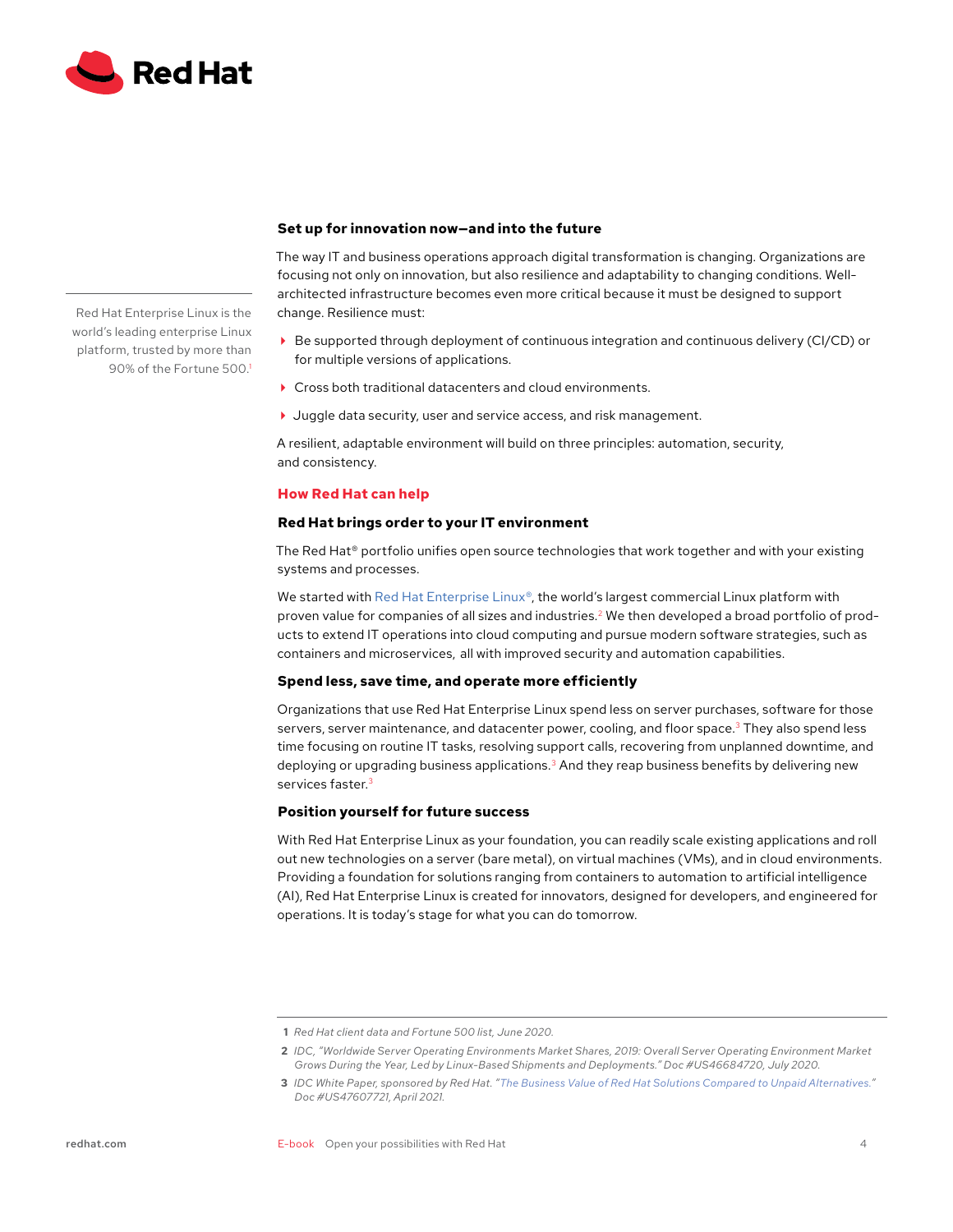Red Hat Enterprise Linux is the world's leading enterprise Linux platform, trusted by more than 90% of the Fortune 500.[1]

### Set up for innovation now—and into the future

The way IT and business operations approach digital transformation is changing. Organizations are focusing not only on innovation, but also resilience and adaptability to changing conditions. Well-architected infrastructure becomes even more critical because it must be designed to support change. Resilience must:

- Be supported through deployment of continuous integration and continuous delivery (CI/CD) or for multiple versions of applications.
- Cross both traditional datacenters and cloud environments.
- Juggle data security, user and service access, and risk management.

A resilient, adaptable environment will build on three principles: automation, security, and consistency.

## How Red Hat can help

### Red Hat brings order to your IT environment

The Red Hat® portfolio unifies open source technologies that work together and with your existing systems and processes.

We started with Red Hat Enterprise Linux®, the world's largest commercial Linux platform with proven value for companies of all sizes and industries.[2] We then developed a broad portfolio of products to extend IT operations into cloud computing and pursue modern software strategies, such as containers and microservices, all with improved security and automation capabilities.

### Spend less, save time, and operate more efficiently

Organizations that use Red Hat Enterprise Linux spend less on server purchases, software for those servers, server maintenance, and datacenter power, cooling, and floor space.[3] They also spend less time focusing on routine IT tasks, resolving support calls, recovering from unplanned downtime, and deploying or upgrading business applications.[3] And they reap business benefits by delivering new services faster.[3]

### Position yourself for future success

With Red Hat Enterprise Linux as your foundation, you can readily scale existing applications and roll out new technologies on a server (bare metal), on virtual machines (VMs), and in cloud environments. Providing a foundation for solutions ranging from containers to automation to artificial intelligence (AI), Red Hat Enterprise Linux is created for innovators, designed for developers, and engineered for operations. It is today's stage for what you can do tomorrow.

---

1 *Red Hat client data and Fortune 500 list, June 2020.*

2 *IDC, "Worldwide Server Operating Environments Market Shares, 2019: Overall Server Operating Environment Market Grows During the Year, Led by Linux-Based Shipments and Deployments." Doc #US46684720, July 2020.*

3 *IDC White Paper, sponsored by Red Hat. "The Business Value of Red Hat Solutions Compared to Unpaid Alternatives." Doc #US47607721, April 2021.*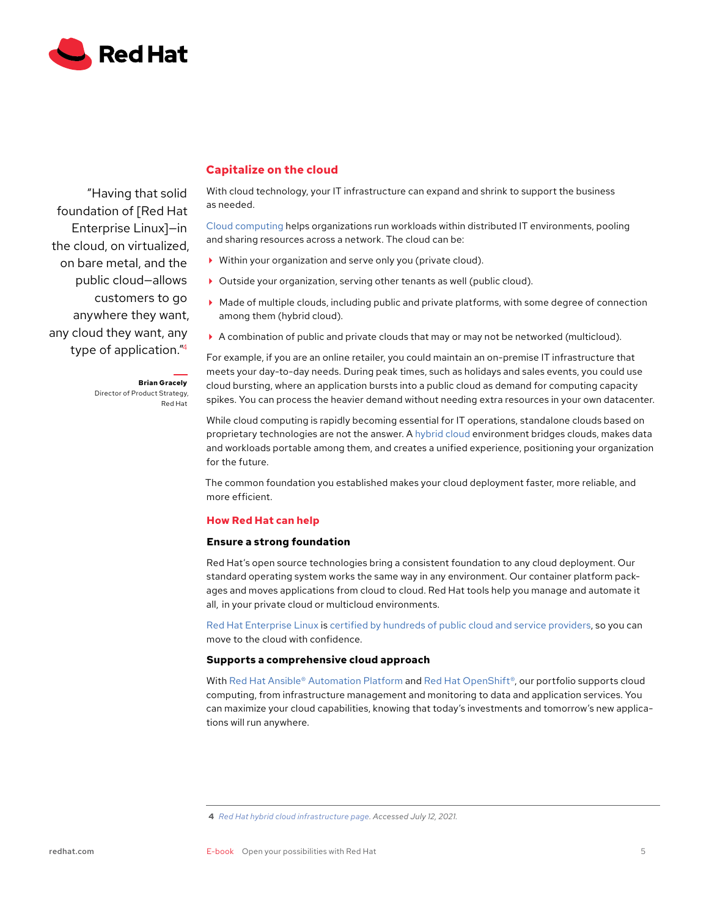## Capitalize on the cloud

> "Having that solid foundation of [Red Hat Enterprise Linux]—in the cloud, on virtualized, on bare metal, and the public cloud—allows customers to go anywhere they want, any cloud they want, any type of application."[4]
>
> **Brian Gracely**
> Director of Product Strategy, Red Hat

With cloud technology, your IT infrastructure can expand and shrink to support the business as needed.

Cloud computing helps organizations run workloads within distributed IT environments, pooling and sharing resources across a network. The cloud can be:

- Within your organization and serve only you (private cloud).
- Outside your organization, serving other tenants as well (public cloud).
- Made of multiple clouds, including public and private platforms, with some degree of connection among them (hybrid cloud).
- A combination of public and private clouds that may or may not be networked (multicloud).

For example, if you are an online retailer, you could maintain an on-premise IT infrastructure that meets your day-to-day needs. During peak times, such as holidays and sales events, you could use cloud bursting, where an application bursts into a public cloud as demand for computing capacity spikes. You can process the heavier demand without needing extra resources in your own datacenter.

While cloud computing is rapidly becoming essential for IT operations, standalone clouds based on proprietary technologies are not the answer. A hybrid cloud environment bridges clouds, makes data and workloads portable among them, and creates a unified experience, positioning your organization for the future.

The common foundation you established makes your cloud deployment faster, more reliable, and more efficient.

## How Red Hat can help

### Ensure a strong foundation

Red Hat's open source technologies bring a consistent foundation to any cloud deployment. Our standard operating system works the same way in any environment. Our container platform packages and moves applications from cloud to cloud. Red Hat tools help you manage and automate it all, in your private cloud or multicloud environments.

Red Hat Enterprise Linux is certified by hundreds of public cloud and service providers, so you can move to the cloud with confidence.

### Supports a comprehensive cloud approach

With Red Hat Ansible® Automation Platform and Red Hat OpenShift®, our portfolio supports cloud computing, from infrastructure management and monitoring to data and application services. You can maximize your cloud capabilities, knowing that today's investments and tomorrow's new applications will run anywhere.

---

4 *Red Hat hybrid cloud infrastructure page. Accessed July 12, 2021.*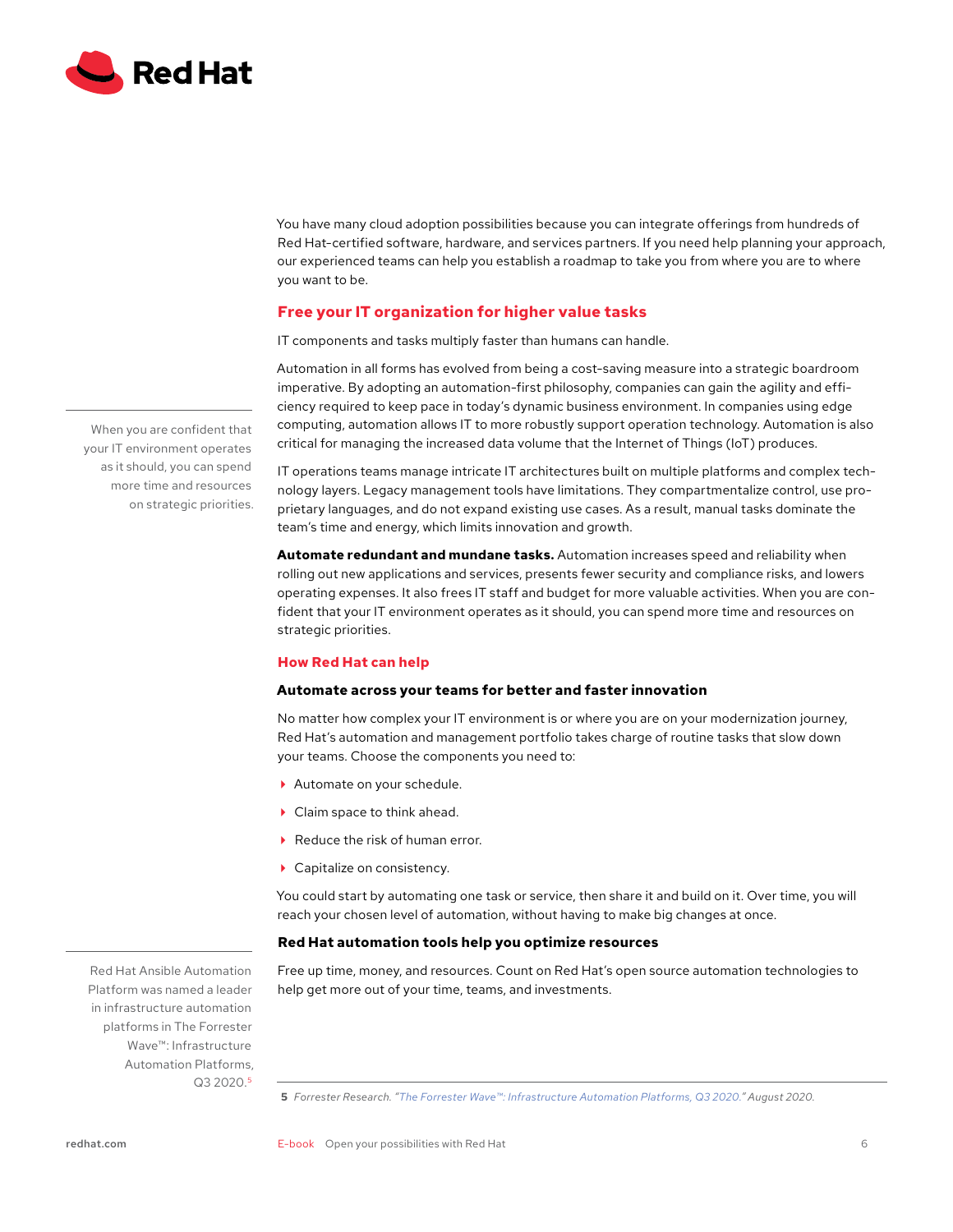You have many cloud adoption possibilities because you can integrate offerings from hundreds of Red Hat-certified software, hardware, and services partners. If you need help planning your approach, our experienced teams can help you establish a roadmap to take you from where you are to where you want to be.

## Free your IT organization for higher value tasks

IT components and tasks multiply faster than humans can handle.

Automation in all forms has evolved from being a cost-saving measure into a strategic boardroom imperative. By adopting an automation-first philosophy, companies can gain the agility and efficiency required to keep pace in today's dynamic business environment. In companies using edge computing, automation allows IT to more robustly support operation technology. Automation is also critical for managing the increased data volume that the Internet of Things (IoT) produces.

> When you are confident that your IT environment operates as it should, you can spend more time and resources on strategic priorities.

IT operations teams manage intricate IT architectures built on multiple platforms and complex technology layers. Legacy management tools have limitations. They compartmentalize control, use proprietary languages, and do not expand existing use cases. As a result, manual tasks dominate the team's time and energy, which limits innovation and growth.

**Automate redundant and mundane tasks.** Automation increases speed and reliability when rolling out new applications and services, presents fewer security and compliance risks, and lowers operating expenses. It also frees IT staff and budget for more valuable activities. When you are confident that your IT environment operates as it should, you can spend more time and resources on strategic priorities.

### How Red Hat can help

#### Automate across your teams for better and faster innovation

No matter how complex your IT environment is or where you are on your modernization journey, Red Hat's automation and management portfolio takes charge of routine tasks that slow down your teams. Choose the components you need to:

- Automate on your schedule.
- Claim space to think ahead.
- Reduce the risk of human error.
- Capitalize on consistency.

You could start by automating one task or service, then share it and build on it. Over time, you will reach your chosen level of automation, without having to make big changes at once.

#### Red Hat automation tools help you optimize resources

Free up time, money, and resources. Count on Red Hat's open source automation technologies to help get more out of your time, teams, and investments.

> Red Hat Ansible Automation Platform was named a leader in infrastructure automation platforms in The Forrester Wave™: Infrastructure Automation Platforms, Q3 2020.[5]

[5] Forrester Research. *"The Forrester Wave™: Infrastructure Automation Platforms, Q3 2020." August 2020.*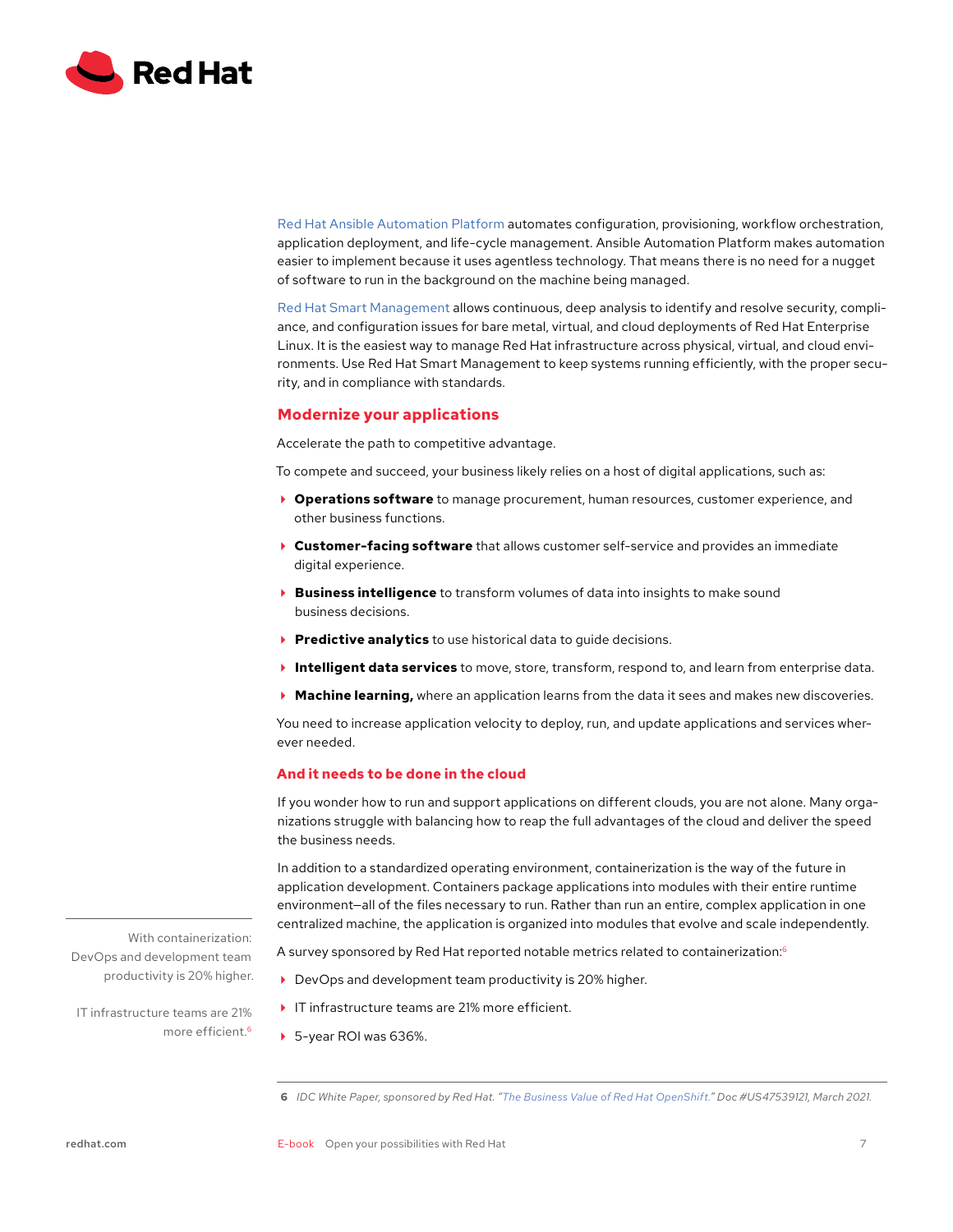Red Hat Ansible Automation Platform automates configuration, provisioning, workflow orchestration, application deployment, and life-cycle management. Ansible Automation Platform makes automation easier to implement because it uses agentless technology. That means there is no need for a nugget of software to run in the background on the machine being managed.

Red Hat Smart Management allows continuous, deep analysis to identify and resolve security, compliance, and configuration issues for bare metal, virtual, and cloud deployments of Red Hat Enterprise Linux. It is the easiest way to manage Red Hat infrastructure across physical, virtual, and cloud environments. Use Red Hat Smart Management to keep systems running efficiently, with the proper security, and in compliance with standards.

## Modernize your applications

Accelerate the path to competitive advantage.

To compete and succeed, your business likely relies on a host of digital applications, such as:

- **Operations software** to manage procurement, human resources, customer experience, and other business functions.
- **Customer-facing software** that allows customer self-service and provides an immediate digital experience.
- **Business intelligence** to transform volumes of data into insights to make sound business decisions.
- **Predictive analytics** to use historical data to guide decisions.
- **Intelligent data services** to move, store, transform, respond to, and learn from enterprise data.
- **Machine learning,** where an application learns from the data it sees and makes new discoveries.

You need to increase application velocity to deploy, run, and update applications and services wherever needed.

### And it needs to be done in the cloud

If you wonder how to run and support applications on different clouds, you are not alone. Many organizations struggle with balancing how to reap the full advantages of the cloud and deliver the speed the business needs.

In addition to a standardized operating environment, containerization is the way of the future in application development. Containers package applications into modules with their entire runtime environment—all of the files necessary to run. Rather than run an entire, complex application in one centralized machine, the application is organized into modules that evolve and scale independently.

With containerization: DevOps and development team productivity is 20% higher.

IT infrastructure teams are 21% more efficient.[6]

A survey sponsored by Red Hat reported notable metrics related to containerization:[6]

- DevOps and development team productivity is 20% higher.
- IT infrastructure teams are 21% more efficient.
- 5-year ROI was 636%.

---

6 *IDC White Paper, sponsored by Red Hat. "The Business Value of Red Hat OpenShift." Doc #US47539121, March 2021.*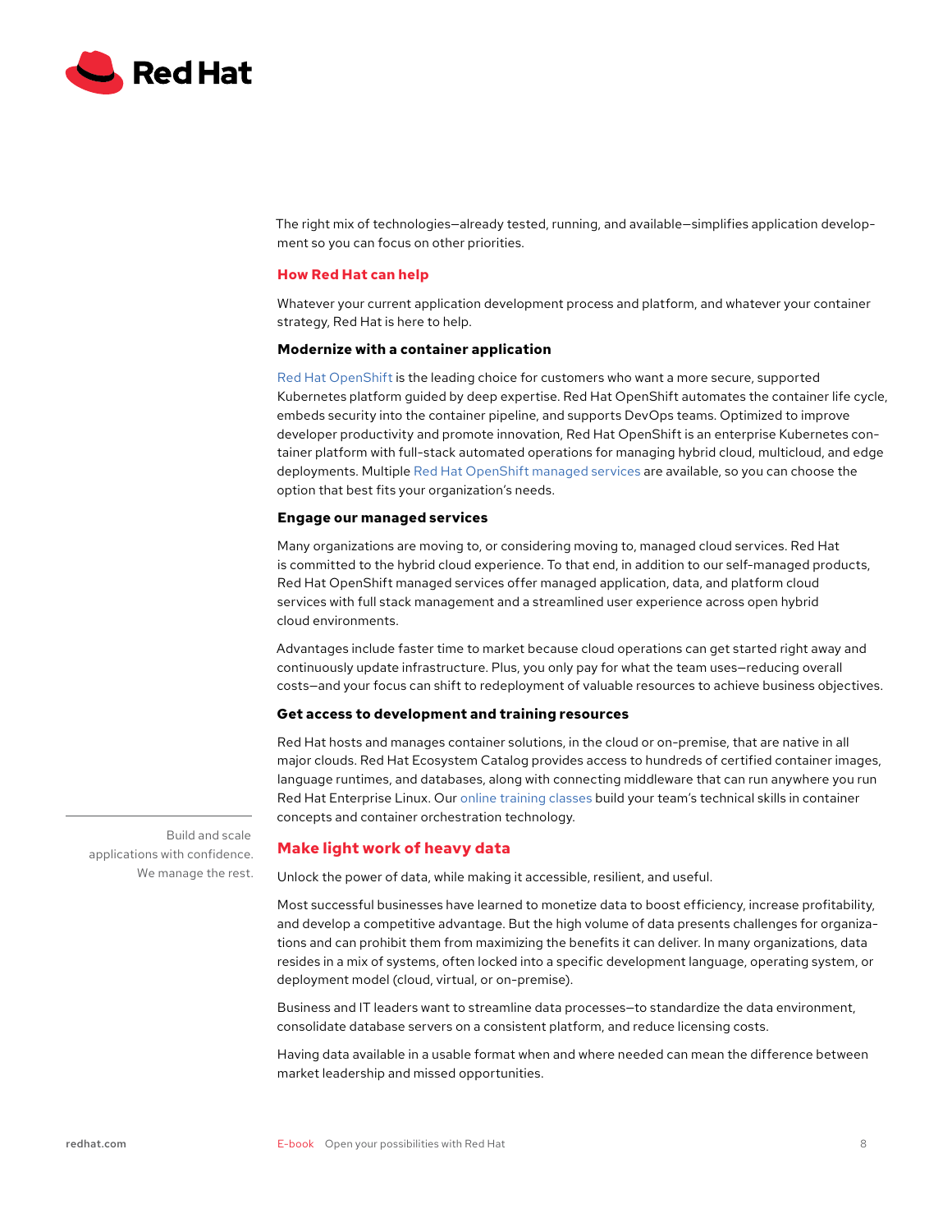The right mix of technologies—already tested, running, and available—simplifies application development so you can focus on other priorities.

## How Red Hat can help

Whatever your current application development process and platform, and whatever your container strategy, Red Hat is here to help.

### Modernize with a container application

Red Hat OpenShift is the leading choice for customers who want a more secure, supported Kubernetes platform guided by deep expertise. Red Hat OpenShift automates the container life cycle, embeds security into the container pipeline, and supports DevOps teams. Optimized to improve developer productivity and promote innovation, Red Hat OpenShift is an enterprise Kubernetes container platform with full-stack automated operations for managing hybrid cloud, multicloud, and edge deployments. Multiple Red Hat OpenShift managed services are available, so you can choose the option that best fits your organization's needs.

### Engage our managed services

Many organizations are moving to, or considering moving to, managed cloud services. Red Hat is committed to the hybrid cloud experience. To that end, in addition to our self-managed products, Red Hat OpenShift managed services offer managed application, data, and platform cloud services with full stack management and a streamlined user experience across open hybrid cloud environments.

Advantages include faster time to market because cloud operations can get started right away and continuously update infrastructure. Plus, you only pay for what the team uses—reducing overall costs—and your focus can shift to redeployment of valuable resources to achieve business objectives.

### Get access to development and training resources

Red Hat hosts and manages container solutions, in the cloud or on-premise, that are native in all major clouds. Red Hat Ecosystem Catalog provides access to hundreds of certified container images, language runtimes, and databases, along with connecting middleware that can run anywhere you run Red Hat Enterprise Linux. Our online training classes build your team's technical skills in container concepts and container orchestration technology.

Build and scale applications with confidence. We manage the rest.

## Make light work of heavy data

Unlock the power of data, while making it accessible, resilient, and useful.

Most successful businesses have learned to monetize data to boost efficiency, increase profitability, and develop a competitive advantage. But the high volume of data presents challenges for organizations and can prohibit them from maximizing the benefits it can deliver. In many organizations, data resides in a mix of systems, often locked into a specific development language, operating system, or deployment model (cloud, virtual, or on-premise).

Business and IT leaders want to streamline data processes—to standardize the data environment, consolidate database servers on a consistent platform, and reduce licensing costs.

Having data available in a usable format when and where needed can mean the difference between market leadership and missed opportunities.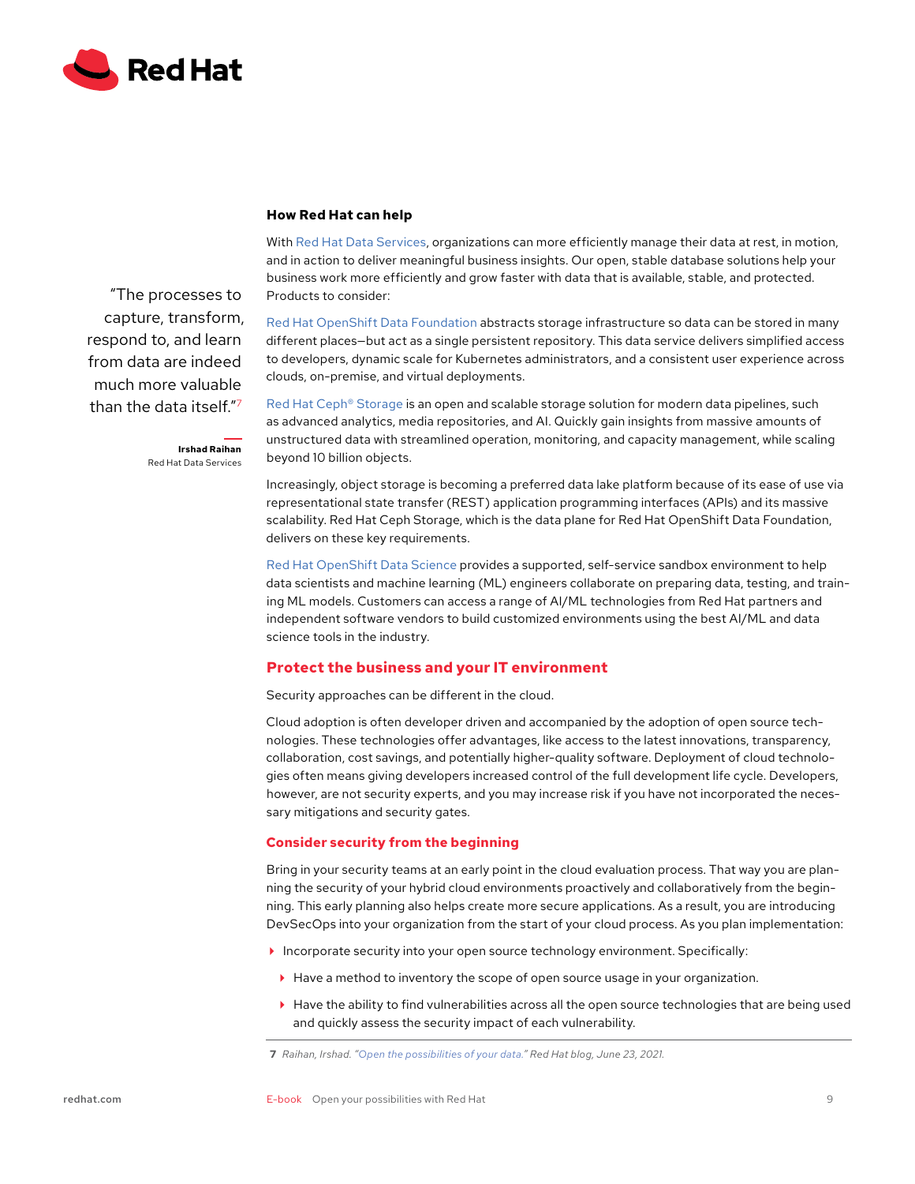> "The processes to capture, transform, respond to, and learn from data are indeed much more valuable than the data itself."[7]
>
> **Irshad Raihan**
> Red Hat Data Services

### How Red Hat can help

With Red Hat Data Services, organizations can more efficiently manage their data at rest, in motion, and in action to deliver meaningful business insights. Our open, stable database solutions help your business work more efficiently and grow faster with data that is available, stable, and protected. Products to consider:

Red Hat OpenShift Data Foundation abstracts storage infrastructure so data can be stored in many different places—but act as a single persistent repository. This data service delivers simplified access to developers, dynamic scale for Kubernetes administrators, and a consistent user experience across clouds, on-premise, and virtual deployments.

Red Hat Ceph® Storage is an open and scalable storage solution for modern data pipelines, such as advanced analytics, media repositories, and AI. Quickly gain insights from massive amounts of unstructured data with streamlined operation, monitoring, and capacity management, while scaling beyond 10 billion objects.

Increasingly, object storage is becoming a preferred data lake platform because of its ease of use via representational state transfer (REST) application programming interfaces (APIs) and its massive scalability. Red Hat Ceph Storage, which is the data plane for Red Hat OpenShift Data Foundation, delivers on these key requirements.

Red Hat OpenShift Data Science provides a supported, self-service sandbox environment to help data scientists and machine learning (ML) engineers collaborate on preparing data, testing, and training ML models. Customers can access a range of AI/ML technologies from Red Hat partners and independent software vendors to build customized environments using the best AI/ML and data science tools in the industry.

## Protect the business and your IT environment

Security approaches can be different in the cloud.

Cloud adoption is often developer driven and accompanied by the adoption of open source technologies. These technologies offer advantages, like access to the latest innovations, transparency, collaboration, cost savings, and potentially higher-quality software. Deployment of cloud technologies often means giving developers increased control of the full development life cycle. Developers, however, are not security experts, and you may increase risk if you have not incorporated the necessary mitigations and security gates.

### Consider security from the beginning

Bring in your security teams at an early point in the cloud evaluation process. That way you are planning the security of your hybrid cloud environments proactively and collaboratively from the beginning. This early planning also helps create more secure applications. As a result, you are introducing DevSecOps into your organization from the start of your cloud process. As you plan implementation:

- Incorporate security into your open source technology environment. Specifically:
  - Have a method to inventory the scope of open source usage in your organization.
  - Have the ability to find vulnerabilities across all the open source technologies that are being used and quickly assess the security impact of each vulnerability.

---

**7** *Raihan, Irshad. "Open the possibilities of your data." Red Hat blog, June 23, 2021.*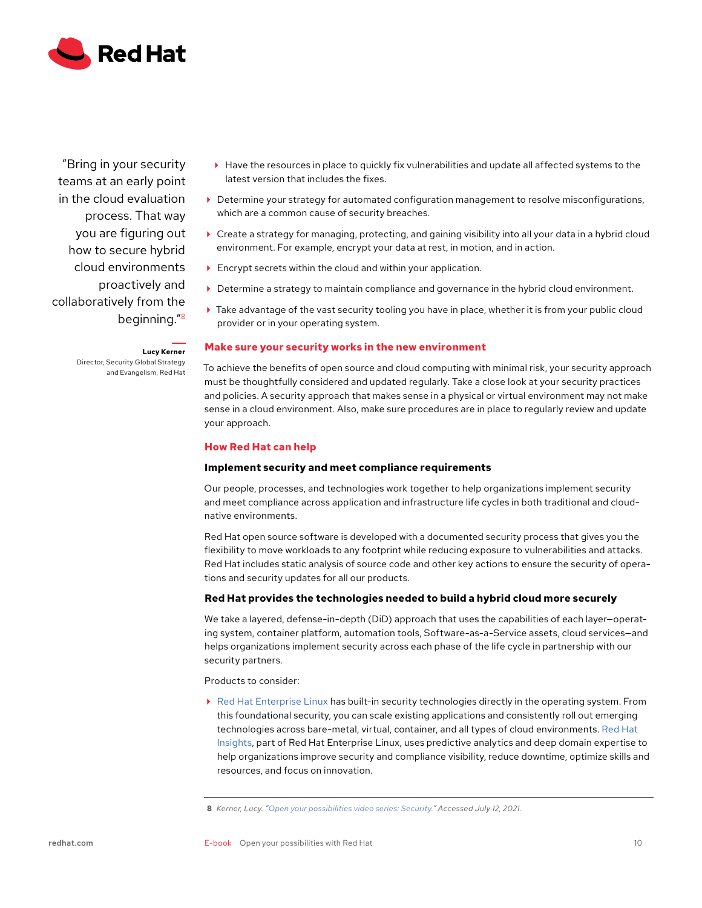"Bring in your security teams at an early point in the cloud evaluation process. That way you are figuring out how to secure hybrid cloud environments proactively and collaboratively from the beginning."[8]

**Lucy Kerner**
Director, Security Global Strategy and Evangelism, Red Hat

- Have the resources in place to quickly fix vulnerabilities and update all affected systems to the latest version that includes the fixes.
- Determine your strategy for automated configuration management to resolve misconfigurations, which are a common cause of security breaches.
- Create a strategy for managing, protecting, and gaining visibility into all your data in a hybrid cloud environment. For example, encrypt your data at rest, in motion, and in action.
- Encrypt secrets within the cloud and within your application.
- Determine a strategy to maintain compliance and governance in the hybrid cloud environment.
- Take advantage of the vast security tooling you have in place, whether it is from your public cloud provider or in your operating system.

## Make sure your security works in the new environment

To achieve the benefits of open source and cloud computing with minimal risk, your security approach must be thoughtfully considered and updated regularly. Take a close look at your security practices and policies. A security approach that makes sense in a physical or virtual environment may not make sense in a cloud environment. Also, make sure procedures are in place to regularly review and update your approach.

## How Red Hat can help

### Implement security and meet compliance requirements

Our people, processes, and technologies work together to help organizations implement security and meet compliance across application and infrastructure life cycles in both traditional and cloud-native environments.

Red Hat open source software is developed with a documented security process that gives you the flexibility to move workloads to any footprint while reducing exposure to vulnerabilities and attacks. Red Hat includes static analysis of source code and other key actions to ensure the security of operations and security updates for all our products.

### Red Hat provides the technologies needed to build a hybrid cloud more securely

We take a layered, defense-in-depth (DiD) approach that uses the capabilities of each layer—operating system, container platform, automation tools, Software-as-a-Service assets, cloud services—and helps organizations implement security across each phase of the life cycle in partnership with our security partners.

Products to consider:

- Red Hat Enterprise Linux has built-in security technologies directly in the operating system. From this foundational security, you can scale existing applications and consistently roll out emerging technologies across bare-metal, virtual, container, and all types of cloud environments. Red Hat Insights, part of Red Hat Enterprise Linux, uses predictive analytics and deep domain expertise to help organizations improve security and compliance visibility, reduce downtime, optimize skills and resources, and focus on innovation.

---

8 *Kerner, Lucy. "Open your possibilities video series: Security." Accessed July 12, 2021.*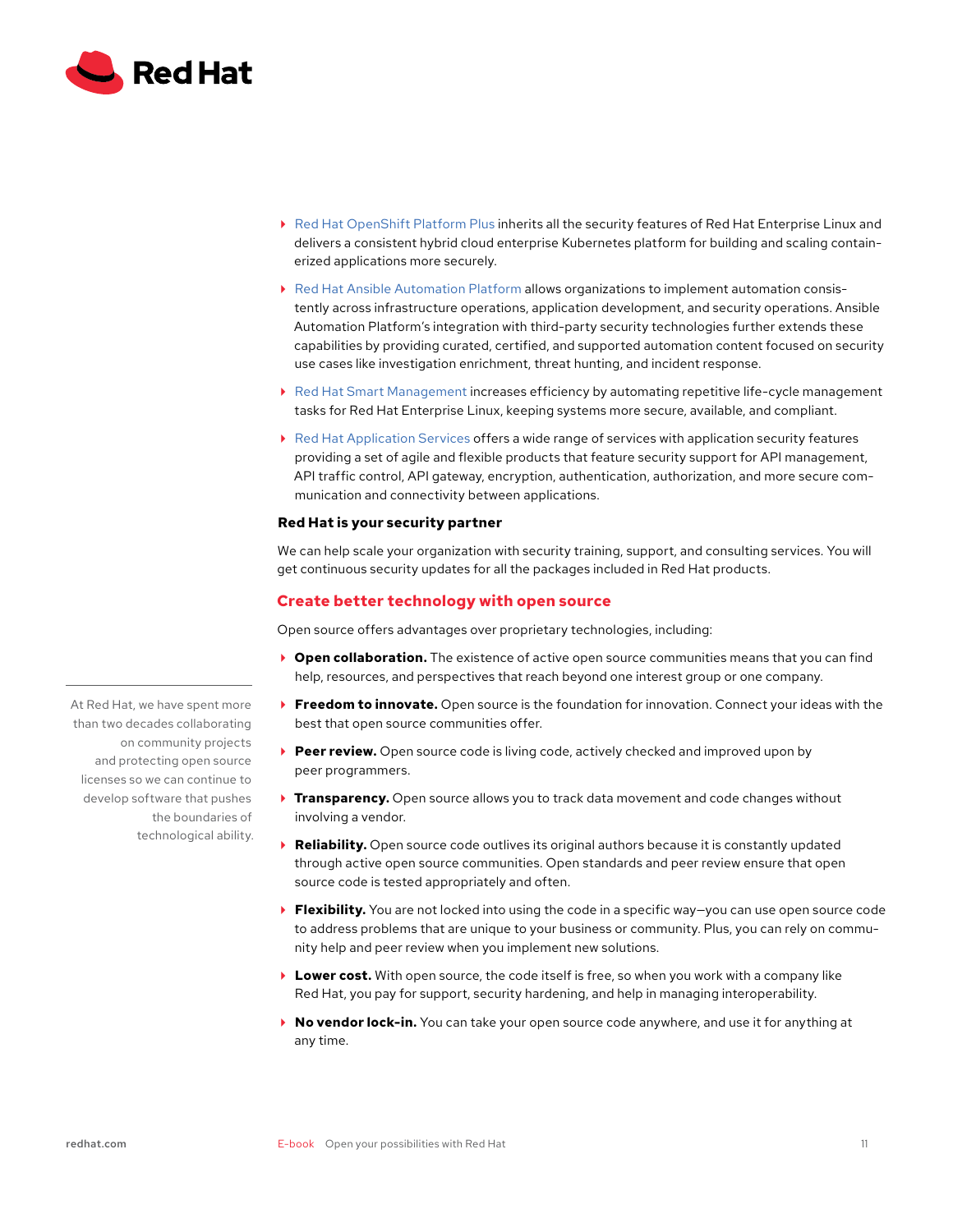- Red Hat OpenShift Platform Plus inherits all the security features of Red Hat Enterprise Linux and delivers a consistent hybrid cloud enterprise Kubernetes platform for building and scaling containerized applications more securely.
- Red Hat Ansible Automation Platform allows organizations to implement automation consistently across infrastructure operations, application development, and security operations. Ansible Automation Platform's integration with third-party security technologies further extends these capabilities by providing curated, certified, and supported automation content focused on security use cases like investigation enrichment, threat hunting, and incident response.
- Red Hat Smart Management increases efficiency by automating repetitive life-cycle management tasks for Red Hat Enterprise Linux, keeping systems more secure, available, and compliant.
- Red Hat Application Services offers a wide range of services with application security features providing a set of agile and flexible products that feature security support for API management, API traffic control, API gateway, encryption, authentication, authorization, and more secure communication and connectivity between applications.

### Red Hat is your security partner

We can help scale your organization with security training, support, and consulting services. You will get continuous security updates for all the packages included in Red Hat products.

## Create better technology with open source

Open source offers advantages over proprietary technologies, including:

- **Open collaboration.** The existence of active open source communities means that you can find help, resources, and perspectives that reach beyond one interest group or one company.
- **Freedom to innovate.** Open source is the foundation for innovation. Connect your ideas with the best that open source communities offer.
- **Peer review.** Open source code is living code, actively checked and improved upon by peer programmers.
- **Transparency.** Open source allows you to track data movement and code changes without involving a vendor.
- **Reliability.** Open source code outlives its original authors because it is constantly updated through active open source communities. Open standards and peer review ensure that open source code is tested appropriately and often.
- **Flexibility.** You are not locked into using the code in a specific way—you can use open source code to address problems that are unique to your business or community. Plus, you can rely on community help and peer review when you implement new solutions.
- **Lower cost.** With open source, the code itself is free, so when you work with a company like Red Hat, you pay for support, security hardening, and help in managing interoperability.
- **No vendor lock-in.** You can take your open source code anywhere, and use it for anything at any time.

At Red Hat, we have spent more than two decades collaborating on community projects and protecting open source licenses so we can continue to develop software that pushes the boundaries of technological ability.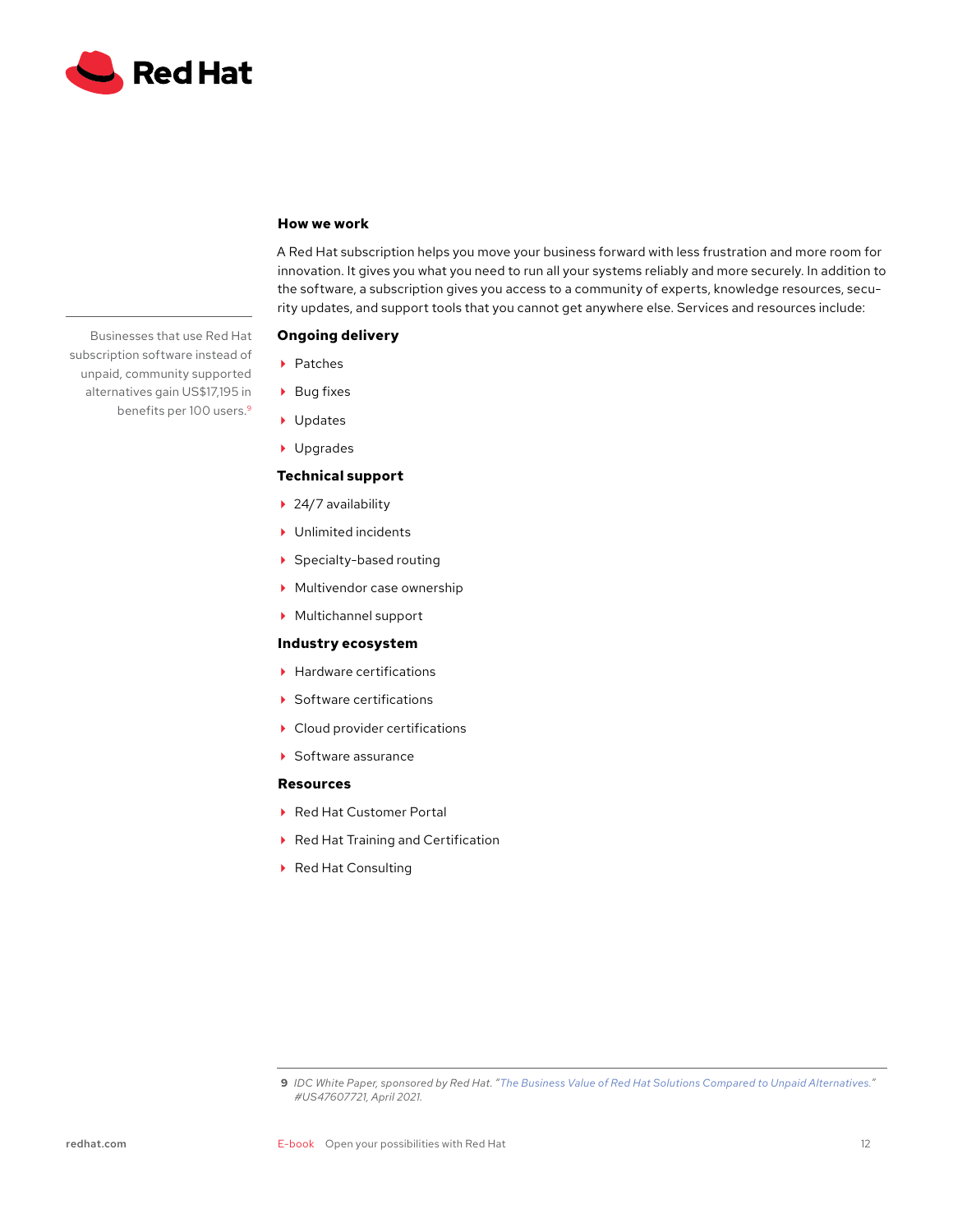## How we work

A Red Hat subscription helps you move your business forward with less frustration and more room for innovation. It gives you what you need to run all your systems reliably and more securely. In addition to the software, a subscription gives you access to a community of experts, knowledge resources, security updates, and support tools that you cannot get anywhere else. Services and resources include:

Businesses that use Red Hat subscription software instead of unpaid, community supported alternatives gain US$17,195 in benefits per 100 users.[9]

### Ongoing delivery

- Patches
- Bug fixes
- Updates
- Upgrades

### Technical support

- 24/7 availability
- Unlimited incidents
- Specialty-based routing
- Multivendor case ownership
- Multichannel support

### Industry ecosystem

- Hardware certifications
- Software certifications
- Cloud provider certifications
- Software assurance

### Resources

- Red Hat Customer Portal
- Red Hat Training and Certification
- Red Hat Consulting

---

9 *IDC White Paper, sponsored by Red Hat. "The Business Value of Red Hat Solutions Compared to Unpaid Alternatives." #US47607721, April 2021.*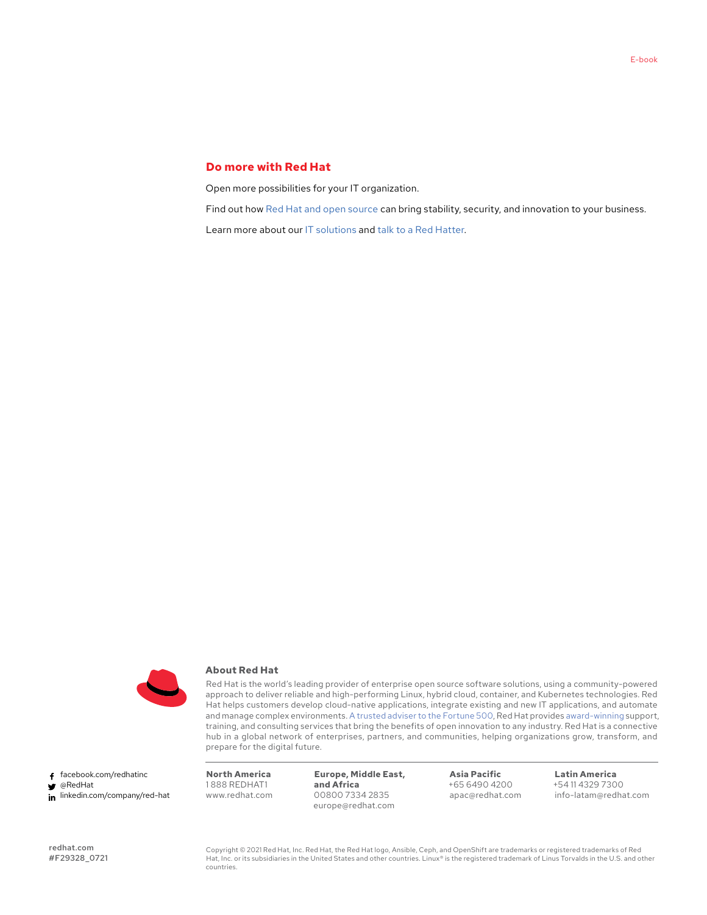## Do more with Red Hat

Open more possibilities for your IT organization.

Find out how Red Hat and open source can bring stability, security, and innovation to your business.

Learn more about our IT solutions and talk to a Red Hatter.

### About Red Hat

Red Hat is the world's leading provider of enterprise open source software solutions, using a community-powered approach to deliver reliable and high-performing Linux, hybrid cloud, container, and Kubernetes technologies. Red Hat helps customers develop cloud-native applications, integrate existing and new IT applications, and automate and manage complex environments. A trusted adviser to the Fortune 500, Red Hat provides award-winning support, training, and consulting services that bring the benefits of open innovation to any industry. Red Hat is a connective hub in a global network of enterprises, partners, and communities, helping organizations grow, transform, and prepare for the digital future.

facebook.com/redhatinc
@RedHat
linkedin.com/company/red-hat

**North America**
1 888 REDHAT1
www.redhat.com

**Europe, Middle East, and Africa**
00800 7334 2835
europe@redhat.com

**Asia Pacific**
+65 6490 4200
apac@redhat.com

**Latin America**
+54 11 4329 7300
info-latam@redhat.com

redhat.com
#F29328_0721

Copyright © 2021 Red Hat, Inc. Red Hat, the Red Hat logo, Ansible, Ceph, and OpenShift are trademarks or registered trademarks of Red Hat, Inc. or its subsidiaries in the United States and other countries. Linux® is the registered trademark of Linus Torvalds in the U.S. and other countries.